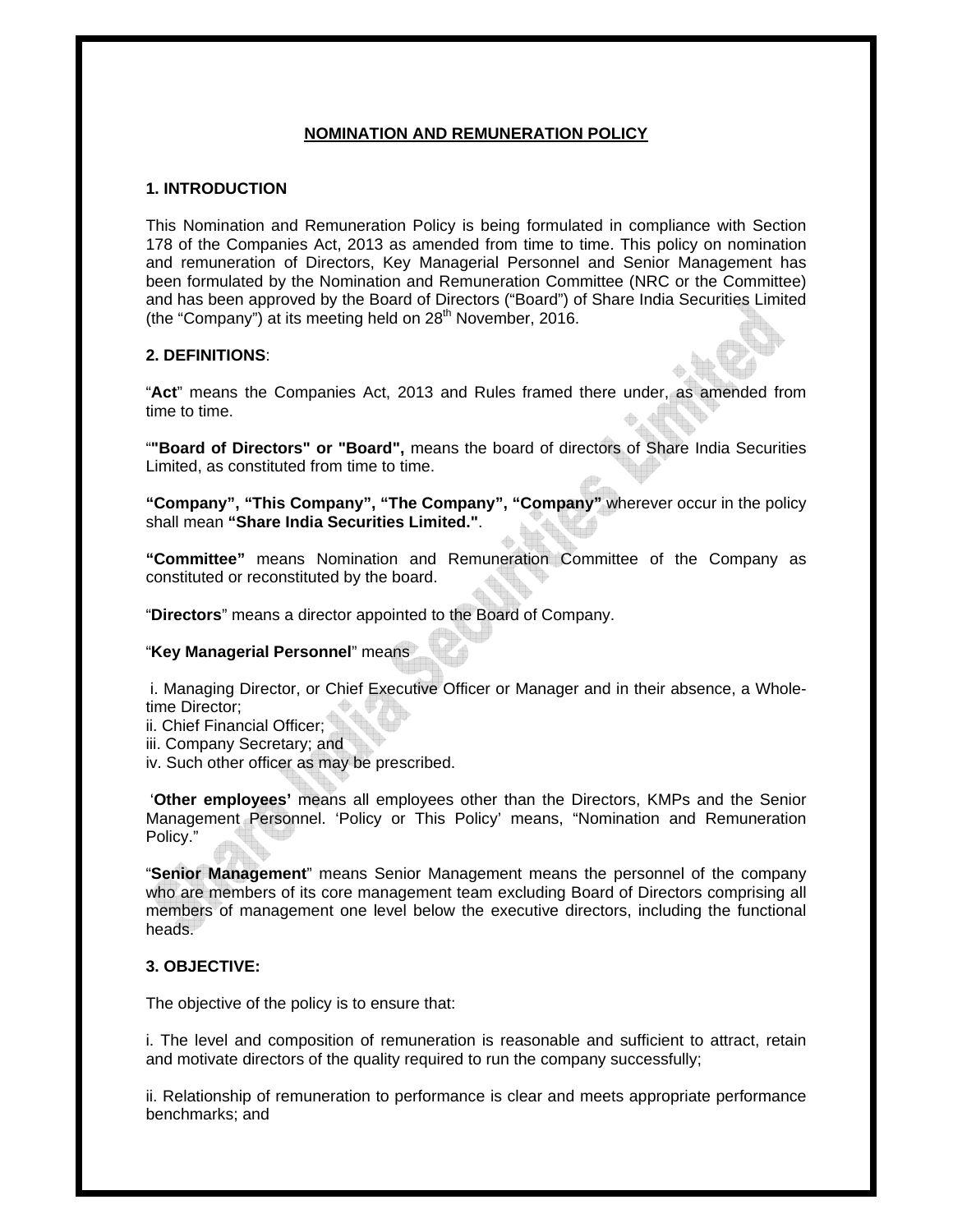# NOMINATION AND REMUNERATION POLICY

## 1. INTRODUCTION

This Nomination and Remuneration Policy is being formulated in compliance with Section 178 of the Companies Act, 2013 as amended from time to time. This policy on nomination and remuneration of Directors, Key Managerial Personnel and Senior Management has been formulated by the Nomination and Remuneration Committee (NRC or the Committee) and has been approved by the Board of Directors ("Board") of Share India Securities Limited (the "Company") at its meeting held on 28th November, 2016.

## 2. DEFINITIONS:

"**Act**" means the Companies Act, 2013 and Rules framed there under, as amended from time to time.

"**"Board of Directors" or "Board",** means the board of directors of Share India Securities Limited, as constituted from time to time.

**"Company", "This Company", "The Company", "Company"** wherever occur in the policy shall mean **"Share India Securities Limited."**.

**"Committee"** means Nomination and Remuneration Committee of the Company as constituted or reconstituted by the board.

"**Directors**" means a director appointed to the Board of Company.

"**Key Managerial Personnel**" means

i. Managing Director, or Chief Executive Officer or Manager and in their absence, a Whole-time Director;
ii. Chief Financial Officer;
iii. Company Secretary; and
iv. Such other officer as may be prescribed.

'**Other employees'** means all employees other than the Directors, KMPs and the Senior Management Personnel. 'Policy or This Policy' means, "Nomination and Remuneration Policy."

"**Senior Management**" means Senior Management means the personnel of the company who are members of its core management team excluding Board of Directors comprising all members of management one level below the executive directors, including the functional heads.

## 3. OBJECTIVE:

The objective of the policy is to ensure that:

i. The level and composition of remuneration is reasonable and sufficient to attract, retain and motivate directors of the quality required to run the company successfully;

ii. Relationship of remuneration to performance is clear and meets appropriate performance benchmarks; and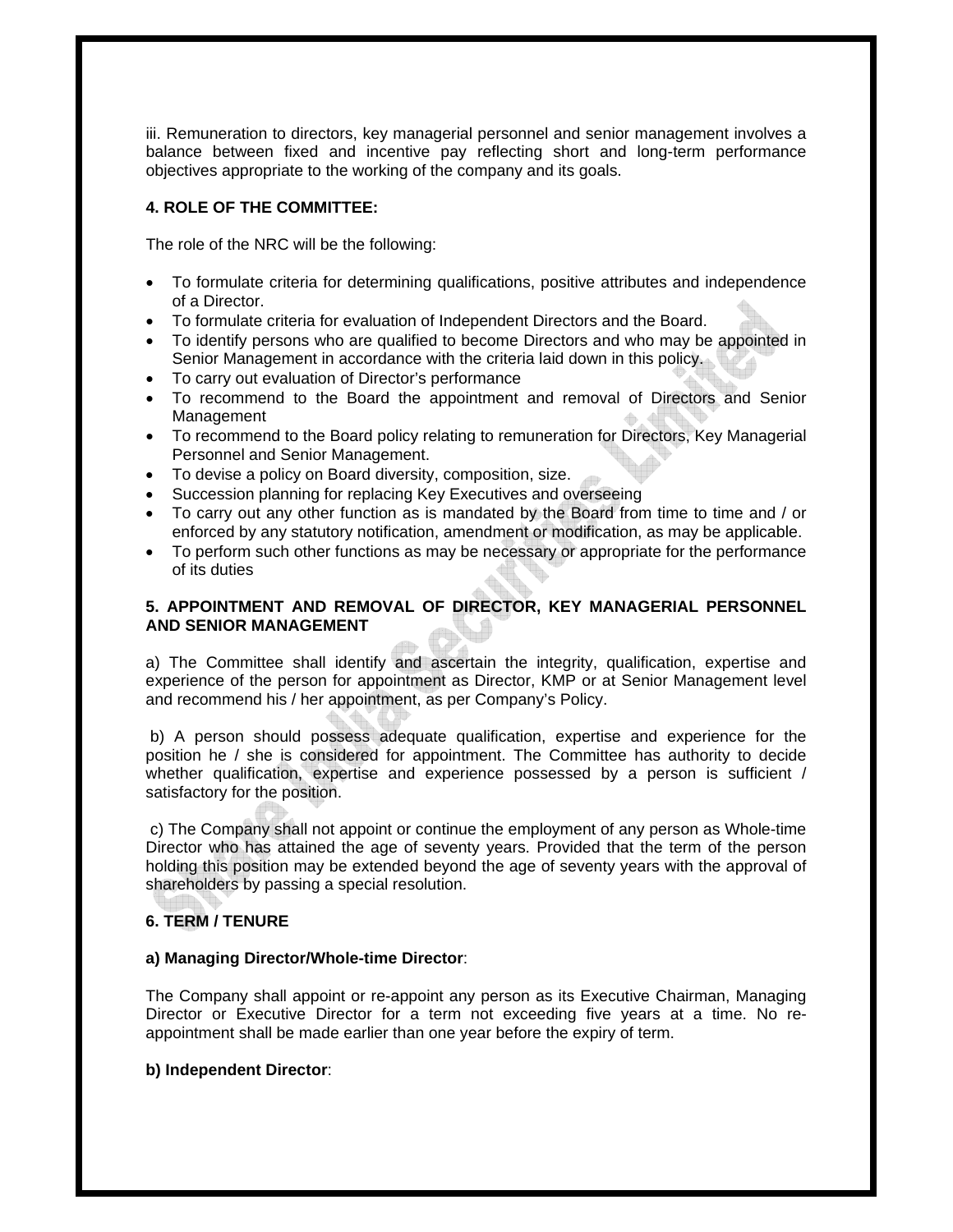iii. Remuneration to directors, key managerial personnel and senior management involves a balance between fixed and incentive pay reflecting short and long-term performance objectives appropriate to the working of the company and its goals.

**4. ROLE OF THE COMMITTEE:**

The role of the NRC will be the following:

- To formulate criteria for determining qualifications, positive attributes and independence of a Director.
- To formulate criteria for evaluation of Independent Directors and the Board.
- To identify persons who are qualified to become Directors and who may be appointed in Senior Management in accordance with the criteria laid down in this policy.
- To carry out evaluation of Director's performance
- To recommend to the Board the appointment and removal of Directors and Senior Management
- To recommend to the Board policy relating to remuneration for Directors, Key Managerial Personnel and Senior Management.
- To devise a policy on Board diversity, composition, size.
- Succession planning for replacing Key Executives and overseeing
- To carry out any other function as is mandated by the Board from time to time and / or enforced by any statutory notification, amendment or modification, as may be applicable.
- To perform such other functions as may be necessary or appropriate for the performance of its duties

**5. APPOINTMENT AND REMOVAL OF DIRECTOR, KEY MANAGERIAL PERSONNEL AND SENIOR MANAGEMENT**

a) The Committee shall identify and ascertain the integrity, qualification, expertise and experience of the person for appointment as Director, KMP or at Senior Management level and recommend his / her appointment, as per Company's Policy.

b) A person should possess adequate qualification, expertise and experience for the position he / she is considered for appointment. The Committee has authority to decide whether qualification, expertise and experience possessed by a person is sufficient / satisfactory for the position.

c) The Company shall not appoint or continue the employment of any person as Whole-time Director who has attained the age of seventy years. Provided that the term of the person holding this position may be extended beyond the age of seventy years with the approval of shareholders by passing a special resolution.

**6. TERM / TENURE**

**a) Managing Director/Whole-time Director**:

The Company shall appoint or re-appoint any person as its Executive Chairman, Managing Director or Executive Director for a term not exceeding five years at a time. No re-appointment shall be made earlier than one year before the expiry of term.

**b) Independent Director**: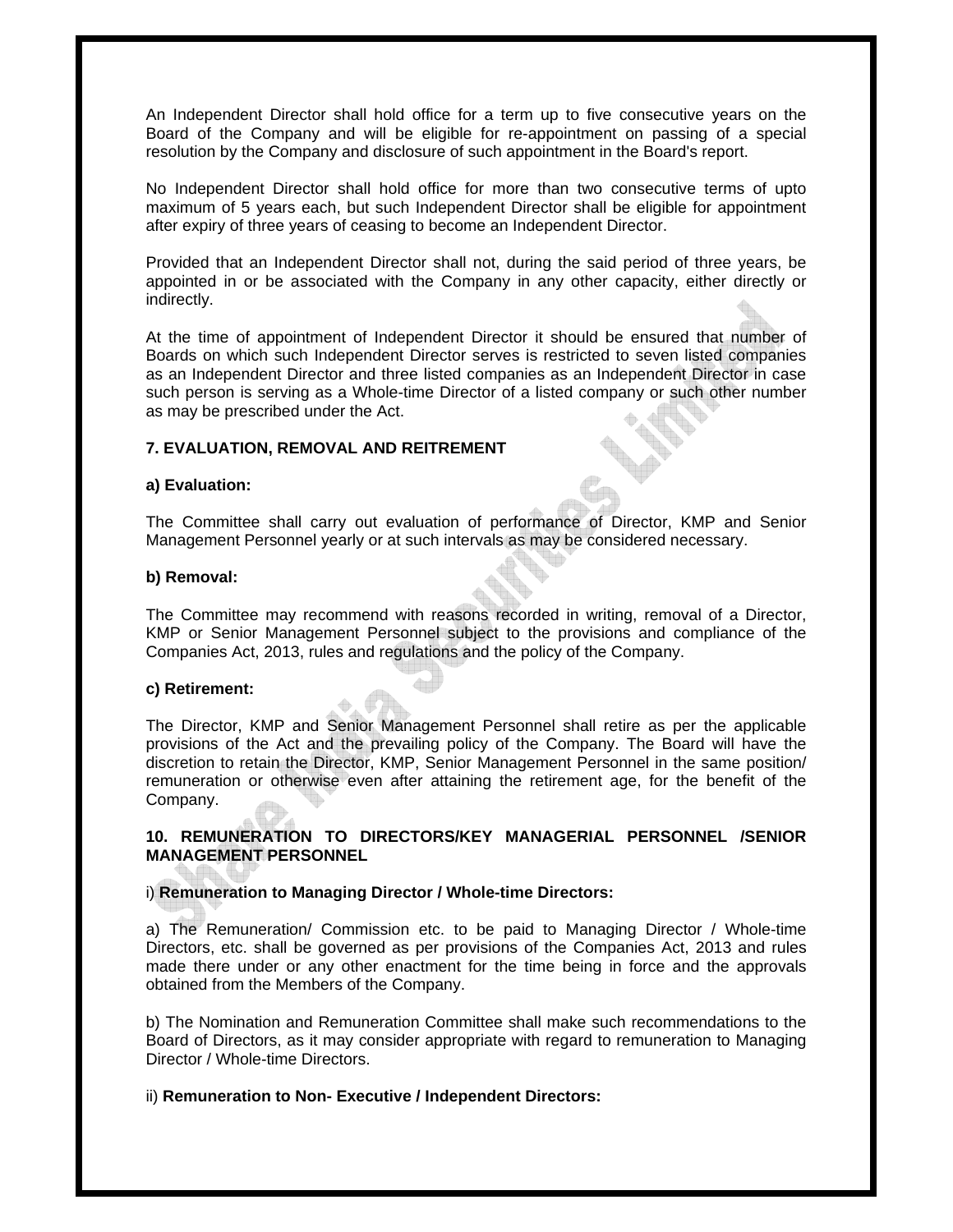An Independent Director shall hold office for a term up to five consecutive years on the Board of the Company and will be eligible for re-appointment on passing of a special resolution by the Company and disclosure of such appointment in the Board's report.

No Independent Director shall hold office for more than two consecutive terms of upto maximum of 5 years each, but such Independent Director shall be eligible for appointment after expiry of three years of ceasing to become an Independent Director.

Provided that an Independent Director shall not, during the said period of three years, be appointed in or be associated with the Company in any other capacity, either directly or indirectly.

At the time of appointment of Independent Director it should be ensured that number of Boards on which such Independent Director serves is restricted to seven listed companies as an Independent Director and three listed companies as an Independent Director in case such person is serving as a Whole-time Director of a listed company or such other number as may be prescribed under the Act.

**7. EVALUATION, REMOVAL AND REITREMENT**

**a) Evaluation:**

The Committee shall carry out evaluation of performance of Director, KMP and Senior Management Personnel yearly or at such intervals as may be considered necessary.

**b) Removal:**

The Committee may recommend with reasons recorded in writing, removal of a Director, KMP or Senior Management Personnel subject to the provisions and compliance of the Companies Act, 2013, rules and regulations and the policy of the Company.

**c) Retirement:**

The Director, KMP and Senior Management Personnel shall retire as per the applicable provisions of the Act and the prevailing policy of the Company. The Board will have the discretion to retain the Director, KMP, Senior Management Personnel in the same position/ remuneration or otherwise even after attaining the retirement age, for the benefit of the Company.

**10. REMUNERATION TO DIRECTORS/KEY MANAGERIAL PERSONNEL /SENIOR MANAGEMENT PERSONNEL**

i) **Remuneration to Managing Director / Whole-time Directors:**

a) The Remuneration/ Commission etc. to be paid to Managing Director / Whole-time Directors, etc. shall be governed as per provisions of the Companies Act, 2013 and rules made there under or any other enactment for the time being in force and the approvals obtained from the Members of the Company.

b) The Nomination and Remuneration Committee shall make such recommendations to the Board of Directors, as it may consider appropriate with regard to remuneration to Managing Director / Whole-time Directors.

ii) **Remuneration to Non- Executive / Independent Directors:**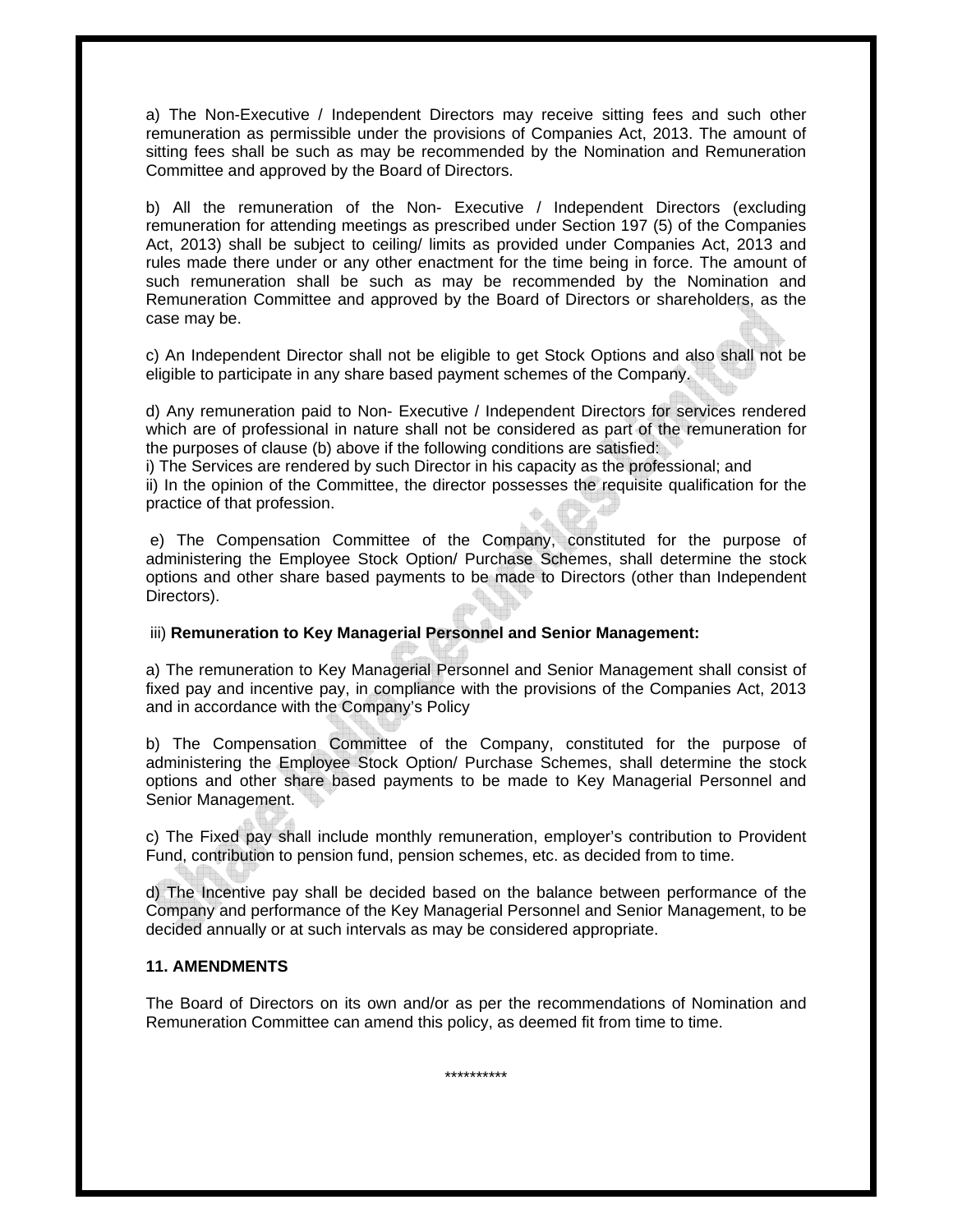a) The Non-Executive / Independent Directors may receive sitting fees and such other remuneration as permissible under the provisions of Companies Act, 2013. The amount of sitting fees shall be such as may be recommended by the Nomination and Remuneration Committee and approved by the Board of Directors.

b) All the remuneration of the Non- Executive / Independent Directors (excluding remuneration for attending meetings as prescribed under Section 197 (5) of the Companies Act, 2013) shall be subject to ceiling/ limits as provided under Companies Act, 2013 and rules made there under or any other enactment for the time being in force. The amount of such remuneration shall be such as may be recommended by the Nomination and Remuneration Committee and approved by the Board of Directors or shareholders, as the case may be.

c) An Independent Director shall not be eligible to get Stock Options and also shall not be eligible to participate in any share based payment schemes of the Company.

d) Any remuneration paid to Non- Executive / Independent Directors for services rendered which are of professional in nature shall not be considered as part of the remuneration for the purposes of clause (b) above if the following conditions are satisfied:
i) The Services are rendered by such Director in his capacity as the professional; and
ii) In the opinion of the Committee, the director possesses the requisite qualification for the practice of that profession.

e) The Compensation Committee of the Company, constituted for the purpose of administering the Employee Stock Option/ Purchase Schemes, shall determine the stock options and other share based payments to be made to Directors (other than Independent Directors).

iii) **Remuneration to Key Managerial Personnel and Senior Management:**

a) The remuneration to Key Managerial Personnel and Senior Management shall consist of fixed pay and incentive pay, in compliance with the provisions of the Companies Act, 2013 and in accordance with the Company's Policy

b) The Compensation Committee of the Company, constituted for the purpose of administering the Employee Stock Option/ Purchase Schemes, shall determine the stock options and other share based payments to be made to Key Managerial Personnel and Senior Management.

c) The Fixed pay shall include monthly remuneration, employer's contribution to Provident Fund, contribution to pension fund, pension schemes, etc. as decided from to time.

d) The Incentive pay shall be decided based on the balance between performance of the Company and performance of the Key Managerial Personnel and Senior Management, to be decided annually or at such intervals as may be considered appropriate.

**11. AMENDMENTS**

The Board of Directors on its own and/or as per the recommendations of Nomination and Remuneration Committee can amend this policy, as deemed fit from time to time.

**********